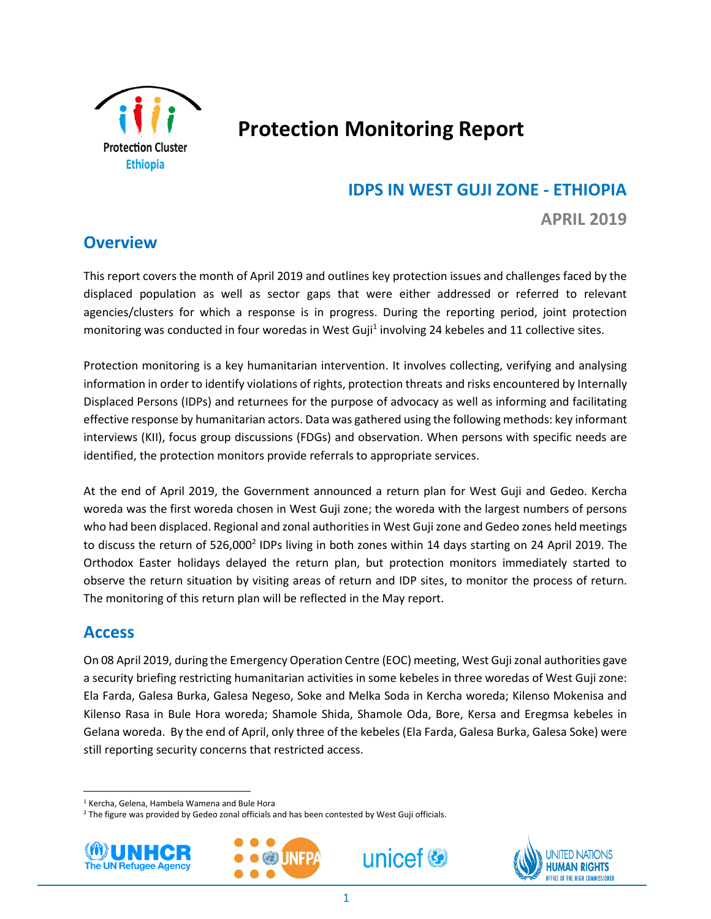# Protection Monitoring Report

## IDPS IN WEST GUJI ZONE - ETHIOPIA

**APRIL 2019**

## Overview

This report covers the month of April 2019 and outlines key protection issues and challenges faced by the displaced population as well as sector gaps that were either addressed or referred to relevant agencies/clusters for which a response is in progress. During the reporting period, joint protection monitoring was conducted in four woredas in West Guji[1] involving 24 kebeles and 11 collective sites.

Protection monitoring is a key humanitarian intervention. It involves collecting, verifying and analysing information in order to identify violations of rights, protection threats and risks encountered by Internally Displaced Persons (IDPs) and returnees for the purpose of advocacy as well as informing and facilitating effective response by humanitarian actors. Data was gathered using the following methods: key informant interviews (KII), focus group discussions (FDGs) and observation. When persons with specific needs are identified, the protection monitors provide referrals to appropriate services.

At the end of April 2019, the Government announced a return plan for West Guji and Gedeo. Kercha woreda was the first woreda chosen in West Guji zone; the woreda with the largest numbers of persons who had been displaced. Regional and zonal authorities in West Guji zone and Gedeo zones held meetings to discuss the return of 526,000[2] IDPs living in both zones within 14 days starting on 24 April 2019. The Orthodox Easter holidays delayed the return plan, but protection monitors immediately started to observe the return situation by visiting areas of return and IDP sites, to monitor the process of return. The monitoring of this return plan will be reflected in the May report.

## Access

On 08 April 2019, during the Emergency Operation Centre (EOC) meeting, West Guji zonal authorities gave a security briefing restricting humanitarian activities in some kebeles in three woredas of West Guji zone: Ela Farda, Galesa Burka, Galesa Negeso, Soke and Melka Soda in Kercha woreda; Kilenso Mokenisa and Kilenso Rasa in Bule Hora woreda; Shamole Shida, Shamole Oda, Bore, Kersa and Eregmsa kebeles in Gelana woreda. By the end of April, only three of the kebeles (Ela Farda, Galesa Burka, Galesa Soke) were still reporting security concerns that restricted access.

---

[1] Kercha, Gelena, Hambela Wamena and Bule Hora

[2] The figure was provided by Gedeo zonal officials and has been contested by West Guji officials.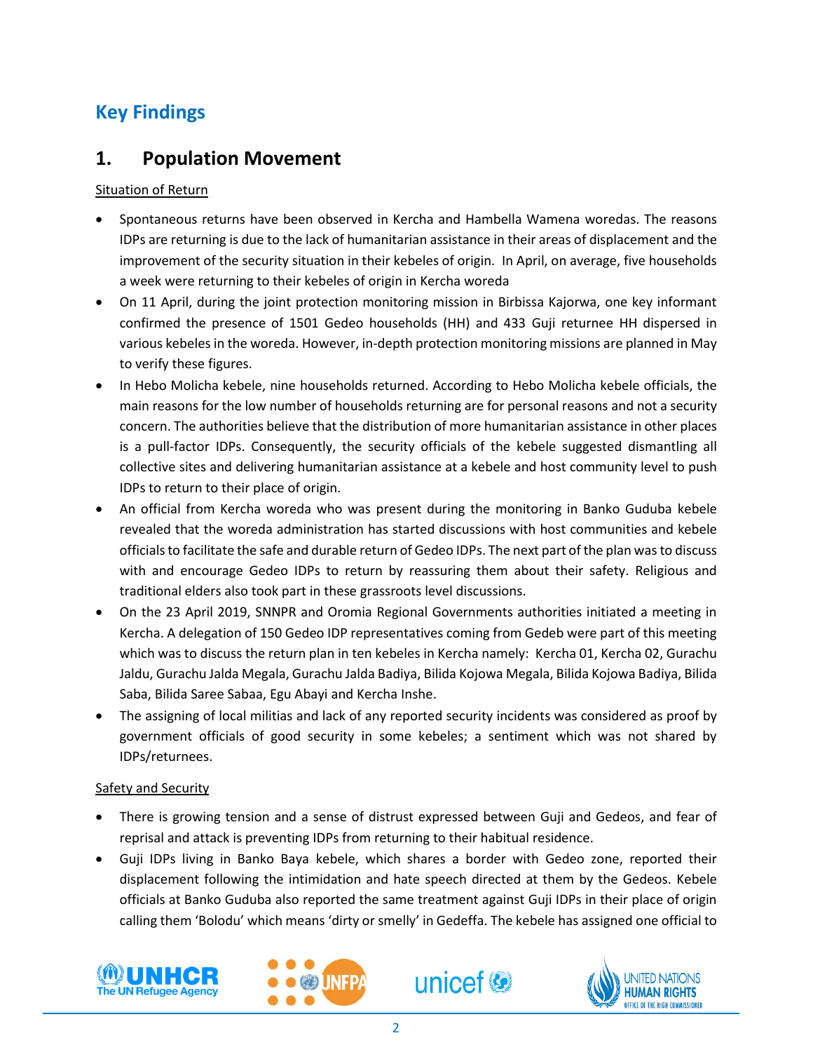# Key Findings

## 1. Population Movement

Situation of Return

- Spontaneous returns have been observed in Kercha and Hambella Wamena woredas. The reasons IDPs are returning is due to the lack of humanitarian assistance in their areas of displacement and the improvement of the security situation in their kebeles of origin. In April, on average, five households a week were returning to their kebeles of origin in Kercha woreda
- On 11 April, during the joint protection monitoring mission in Birbissa Kajorwa, one key informant confirmed the presence of 1501 Gedeo households (HH) and 433 Guji returnee HH dispersed in various kebeles in the woreda. However, in-depth protection monitoring missions are planned in May to verify these figures.
- In Hebo Molicha kebele, nine households returned. According to Hebo Molicha kebele officials, the main reasons for the low number of households returning are for personal reasons and not a security concern. The authorities believe that the distribution of more humanitarian assistance in other places is a pull-factor IDPs. Consequently, the security officials of the kebele suggested dismantling all collective sites and delivering humanitarian assistance at a kebele and host community level to push IDPs to return to their place of origin.
- An official from Kercha woreda who was present during the monitoring in Banko Guduba kebele revealed that the woreda administration has started discussions with host communities and kebele officials to facilitate the safe and durable return of Gedeo IDPs. The next part of the plan was to discuss with and encourage Gedeo IDPs to return by reassuring them about their safety. Religious and traditional elders also took part in these grassroots level discussions.
- On the 23 April 2019, SNNPR and Oromia Regional Governments authorities initiated a meeting in Kercha. A delegation of 150 Gedeo IDP representatives coming from Gedeb were part of this meeting which was to discuss the return plan in ten kebeles in Kercha namely: Kercha 01, Kercha 02, Gurachu Jaldu, Gurachu Jalda Megala, Gurachu Jalda Badiya, Bilida Kojowa Megala, Bilida Kojowa Badiya, Bilida Saba, Bilida Saree Sabaa, Egu Abayi and Kercha Inshe.
- The assigning of local militias and lack of any reported security incidents was considered as proof by government officials of good security in some kebeles; a sentiment which was not shared by IDPs/returnees.

Safety and Security

- There is growing tension and a sense of distrust expressed between Guji and Gedeos, and fear of reprisal and attack is preventing IDPs from returning to their habitual residence.
- Guji IDPs living in Banko Baya kebele, which shares a border with Gedeo zone, reported their displacement following the intimidation and hate speech directed at them by the Gedeos. Kebele officials at Banko Guduba also reported the same treatment against Guji IDPs in their place of origin calling them 'Bolodu' which means 'dirty or smelly' in Gedeffa. The kebele has assigned one official to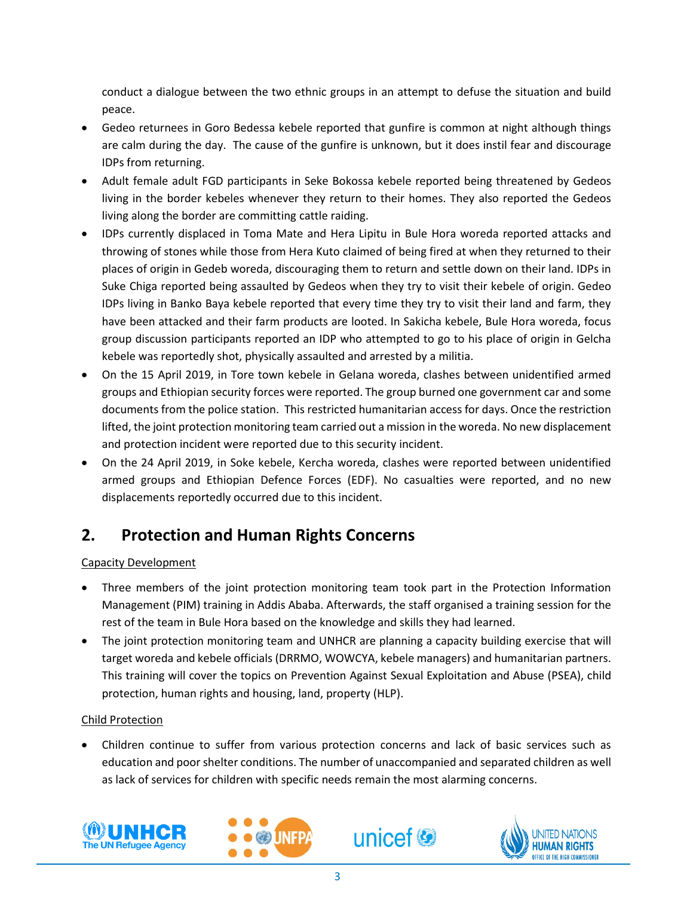conduct a dialogue between the two ethnic groups in an attempt to defuse the situation and build peace.

- Gedeo returnees in Goro Bedessa kebele reported that gunfire is common at night although things are calm during the day. The cause of the gunfire is unknown, but it does instil fear and discourage IDPs from returning.
- Adult female adult FGD participants in Seke Bokossa kebele reported being threatened by Gedeos living in the border kebeles whenever they return to their homes. They also reported the Gedeos living along the border are committing cattle raiding.
- IDPs currently displaced in Toma Mate and Hera Lipitu in Bule Hora woreda reported attacks and throwing of stones while those from Hera Kuto claimed of being fired at when they returned to their places of origin in Gedeb woreda, discouraging them to return and settle down on their land. IDPs in Suke Chiga reported being assaulted by Gedeos when they try to visit their kebele of origin. Gedeo IDPs living in Banko Baya kebele reported that every time they try to visit their land and farm, they have been attacked and their farm products are looted. In Sakicha kebele, Bule Hora woreda, focus group discussion participants reported an IDP who attempted to go to his place of origin in Gelcha kebele was reportedly shot, physically assaulted and arrested by a militia.
- On the 15 April 2019, in Tore town kebele in Gelana woreda, clashes between unidentified armed groups and Ethiopian security forces were reported. The group burned one government car and some documents from the police station. This restricted humanitarian access for days. Once the restriction lifted, the joint protection monitoring team carried out a mission in the woreda. No new displacement and protection incident were reported due to this security incident.
- On the 24 April 2019, in Soke kebele, Kercha woreda, clashes were reported between unidentified armed groups and Ethiopian Defence Forces (EDF). No casualties were reported, and no new displacements reportedly occurred due to this incident.

## 2. Protection and Human Rights Concerns

Capacity Development

- Three members of the joint protection monitoring team took part in the Protection Information Management (PIM) training in Addis Ababa. Afterwards, the staff organised a training session for the rest of the team in Bule Hora based on the knowledge and skills they had learned.
- The joint protection monitoring team and UNHCR are planning a capacity building exercise that will target woreda and kebele officials (DRRMO, WOWCYA, kebele managers) and humanitarian partners. This training will cover the topics on Prevention Against Sexual Exploitation and Abuse (PSEA), child protection, human rights and housing, land, property (HLP).

Child Protection

- Children continue to suffer from various protection concerns and lack of basic services such as education and poor shelter conditions. The number of unaccompanied and separated children as well as lack of services for children with specific needs remain the most alarming concerns.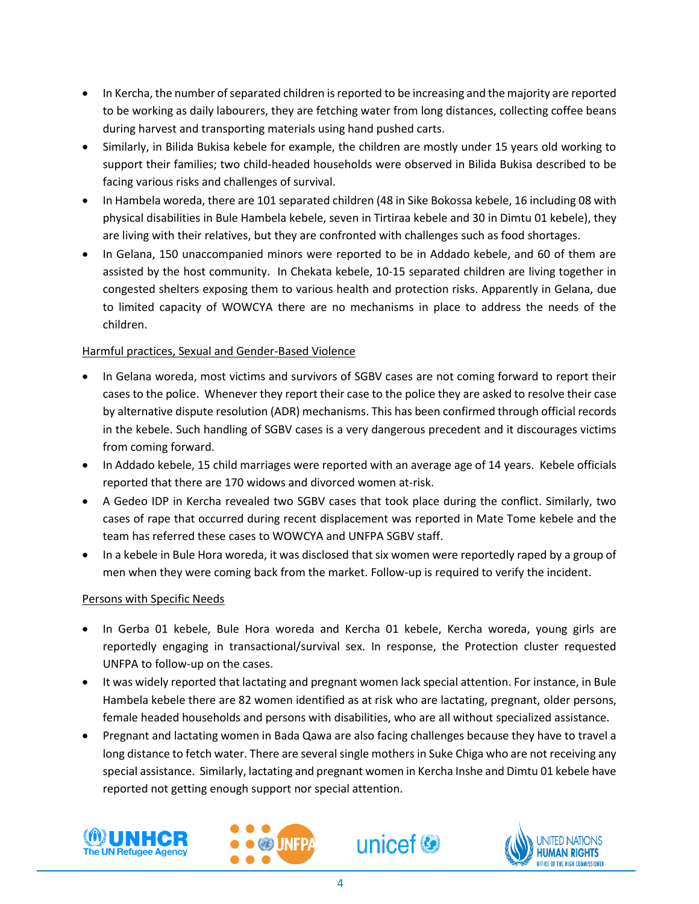- In Kercha, the number of separated children is reported to be increasing and the majority are reported to be working as daily labourers, they are fetching water from long distances, collecting coffee beans during harvest and transporting materials using hand pushed carts.
- Similarly, in Bilida Bukisa kebele for example, the children are mostly under 15 years old working to support their families; two child-headed households were observed in Bilida Bukisa described to be facing various risks and challenges of survival.
- In Hambela woreda, there are 101 separated children (48 in Sike Bokossa kebele, 16 including 08 with physical disabilities in Bule Hambela kebele, seven in Tirtiraa kebele and 30 in Dimtu 01 kebele), they are living with their relatives, but they are confronted with challenges such as food shortages.
- In Gelana, 150 unaccompanied minors were reported to be in Addado kebele, and 60 of them are assisted by the host community. In Chekata kebele, 10-15 separated children are living together in congested shelters exposing them to various health and protection risks. Apparently in Gelana, due to limited capacity of WOWCYA there are no mechanisms in place to address the needs of the children.

<u>Harmful practices, Sexual and Gender-Based Violence</u>

- In Gelana woreda, most victims and survivors of SGBV cases are not coming forward to report their cases to the police. Whenever they report their case to the police they are asked to resolve their case by alternative dispute resolution (ADR) mechanisms. This has been confirmed through official records in the kebele. Such handling of SGBV cases is a very dangerous precedent and it discourages victims from coming forward.
- In Addado kebele, 15 child marriages were reported with an average age of 14 years. Kebele officials reported that there are 170 widows and divorced women at-risk.
- A Gedeo IDP in Kercha revealed two SGBV cases that took place during the conflict. Similarly, two cases of rape that occurred during recent displacement was reported in Mate Tome kebele and the team has referred these cases to WOWCYA and UNFPA SGBV staff.
- In a kebele in Bule Hora woreda, it was disclosed that six women were reportedly raped by a group of men when they were coming back from the market. Follow-up is required to verify the incident.

<u>Persons with Specific Needs</u>

- In Gerba 01 kebele, Bule Hora woreda and Kercha 01 kebele, Kercha woreda, young girls are reportedly engaging in transactional/survival sex. In response, the Protection cluster requested UNFPA to follow-up on the cases.
- It was widely reported that lactating and pregnant women lack special attention. For instance, in Bule Hambela kebele there are 82 women identified as at risk who are lactating, pregnant, older persons, female headed households and persons with disabilities, who are all without specialized assistance.
- Pregnant and lactating women in Bada Qawa are also facing challenges because they have to travel a long distance to fetch water. There are several single mothers in Suke Chiga who are not receiving any special assistance. Similarly, lactating and pregnant women in Kercha Inshe and Dimtu 01 kebele have reported not getting enough support nor special attention.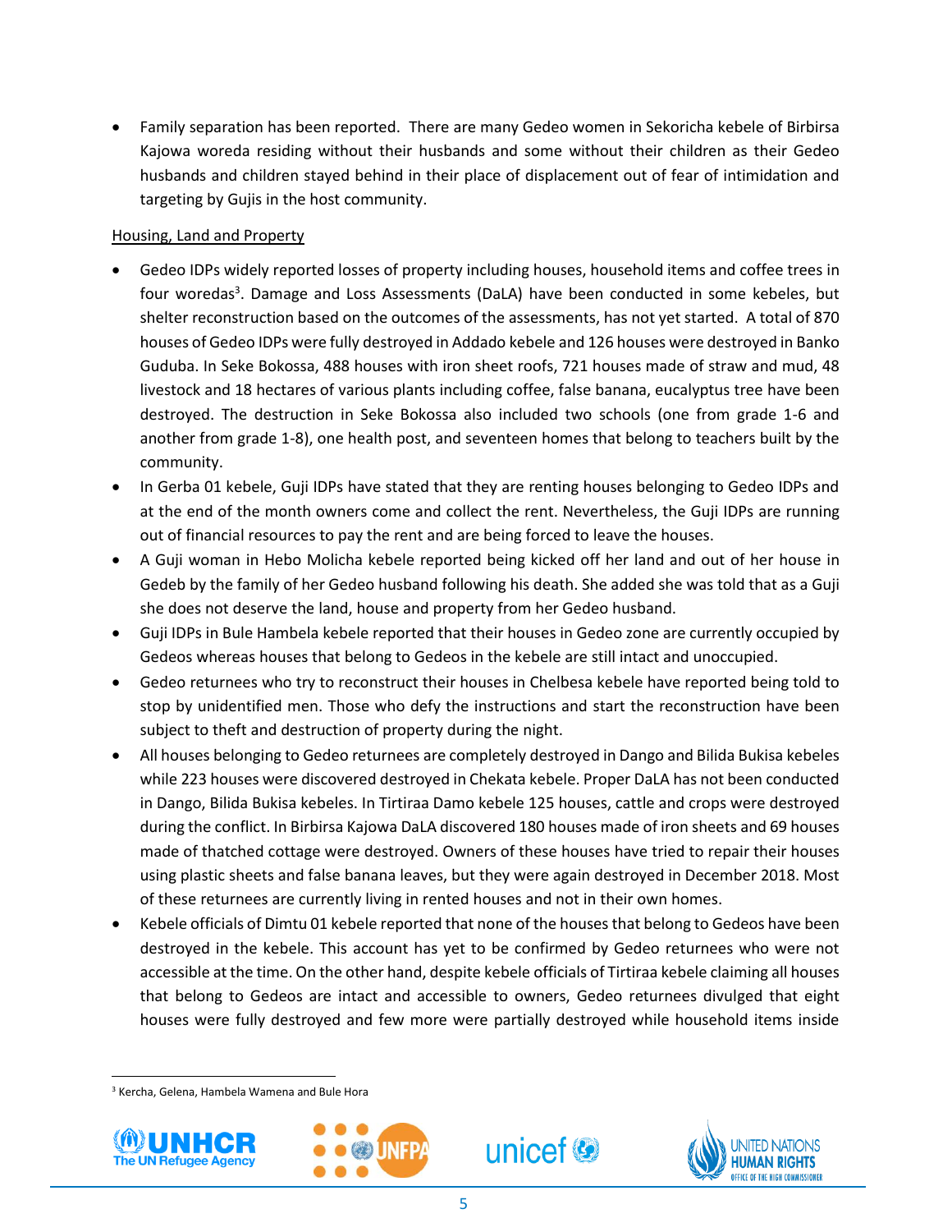- Family separation has been reported. There are many Gedeo women in Sekoricha kebele of Birbirsa Kajowa woreda residing without their husbands and some without their children as their Gedeo husbands and children stayed behind in their place of displacement out of fear of intimidation and targeting by Gujis in the host community.

Housing, Land and Property

- Gedeo IDPs widely reported losses of property including houses, household items and coffee trees in four woredas[3]. Damage and Loss Assessments (DaLA) have been conducted in some kebeles, but shelter reconstruction based on the outcomes of the assessments, has not yet started. A total of 870 houses of Gedeo IDPs were fully destroyed in Addado kebele and 126 houses were destroyed in Banko Guduba. In Seke Bokossa, 488 houses with iron sheet roofs, 721 houses made of straw and mud, 48 livestock and 18 hectares of various plants including coffee, false banana, eucalyptus tree have been destroyed. The destruction in Seke Bokossa also included two schools (one from grade 1-6 and another from grade 1-8), one health post, and seventeen homes that belong to teachers built by the community.
- In Gerba 01 kebele, Guji IDPs have stated that they are renting houses belonging to Gedeo IDPs and at the end of the month owners come and collect the rent. Nevertheless, the Guji IDPs are running out of financial resources to pay the rent and are being forced to leave the houses.
- A Guji woman in Hebo Molicha kebele reported being kicked off her land and out of her house in Gedeb by the family of her Gedeo husband following his death. She added she was told that as a Guji she does not deserve the land, house and property from her Gedeo husband.
- Guji IDPs in Bule Hambela kebele reported that their houses in Gedeo zone are currently occupied by Gedeos whereas houses that belong to Gedeos in the kebele are still intact and unoccupied.
- Gedeo returnees who try to reconstruct their houses in Chelbesa kebele have reported being told to stop by unidentified men. Those who defy the instructions and start the reconstruction have been subject to theft and destruction of property during the night.
- All houses belonging to Gedeo returnees are completely destroyed in Dango and Bilida Bukisa kebeles while 223 houses were discovered destroyed in Chekata kebele. Proper DaLA has not been conducted in Dango, Bilida Bukisa kebeles. In Tirtiraa Damo kebele 125 houses, cattle and crops were destroyed during the conflict. In Birbirsa Kajowa DaLA discovered 180 houses made of iron sheets and 69 houses made of thatched cottage were destroyed. Owners of these houses have tried to repair their houses using plastic sheets and false banana leaves, but they were again destroyed in December 2018. Most of these returnees are currently living in rented houses and not in their own homes.
- Kebele officials of Dimtu 01 kebele reported that none of the houses that belong to Gedeos have been destroyed in the kebele. This account has yet to be confirmed by Gedeo returnees who were not accessible at the time. On the other hand, despite kebele officials of Tirtiraa kebele claiming all houses that belong to Gedeos are intact and accessible to owners, Gedeo returnees divulged that eight houses were fully destroyed and few more were partially destroyed while household items inside

[3] Kercha, Gelena, Hambela Wamena and Bule Hora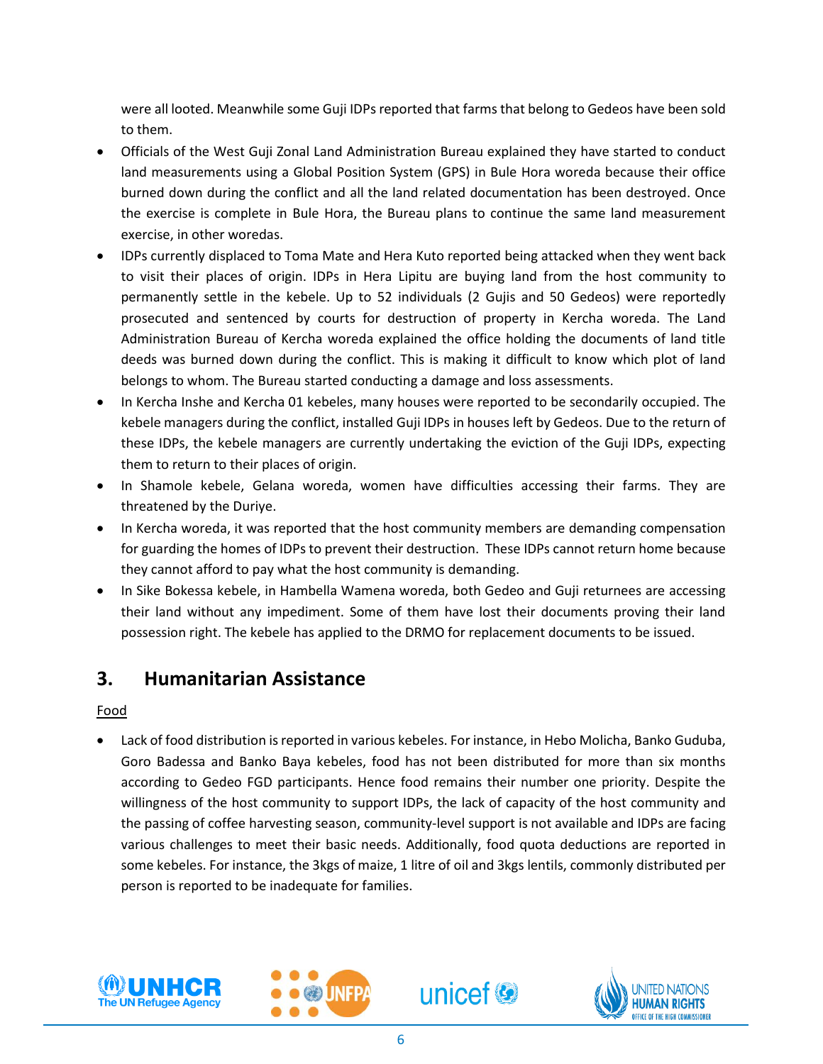were all looted. Meanwhile some Guji IDPs reported that farms that belong to Gedeos have been sold to them.

- Officials of the West Guji Zonal Land Administration Bureau explained they have started to conduct land measurements using a Global Position System (GPS) in Bule Hora woreda because their office burned down during the conflict and all the land related documentation has been destroyed. Once the exercise is complete in Bule Hora, the Bureau plans to continue the same land measurement exercise, in other woredas.
- IDPs currently displaced to Toma Mate and Hera Kuto reported being attacked when they went back to visit their places of origin. IDPs in Hera Lipitu are buying land from the host community to permanently settle in the kebele. Up to 52 individuals (2 Gujis and 50 Gedeos) were reportedly prosecuted and sentenced by courts for destruction of property in Kercha woreda. The Land Administration Bureau of Kercha woreda explained the office holding the documents of land title deeds was burned down during the conflict. This is making it difficult to know which plot of land belongs to whom. The Bureau started conducting a damage and loss assessments.
- In Kercha Inshe and Kercha 01 kebeles, many houses were reported to be secondarily occupied. The kebele managers during the conflict, installed Guji IDPs in houses left by Gedeos. Due to the return of these IDPs, the kebele managers are currently undertaking the eviction of the Guji IDPs, expecting them to return to their places of origin.
- In Shamole kebele, Gelana woreda, women have difficulties accessing their farms. They are threatened by the Duriye.
- In Kercha woreda, it was reported that the host community members are demanding compensation for guarding the homes of IDPs to prevent their destruction. These IDPs cannot return home because they cannot afford to pay what the host community is demanding.
- In Sike Bokessa kebele, in Hambella Wamena woreda, both Gedeo and Guji returnees are accessing their land without any impediment. Some of them have lost their documents proving their land possession right. The kebele has applied to the DRMO for replacement documents to be issued.

## 3. Humanitarian Assistance

Food

- Lack of food distribution is reported in various kebeles. For instance, in Hebo Molicha, Banko Guduba, Goro Badessa and Banko Baya kebeles, food has not been distributed for more than six months according to Gedeo FGD participants. Hence food remains their number one priority. Despite the willingness of the host community to support IDPs, the lack of capacity of the host community and the passing of coffee harvesting season, community-level support is not available and IDPs are facing various challenges to meet their basic needs. Additionally, food quota deductions are reported in some kebeles. For instance, the 3kgs of maize, 1 litre of oil and 3kgs lentils, commonly distributed per person is reported to be inadequate for families.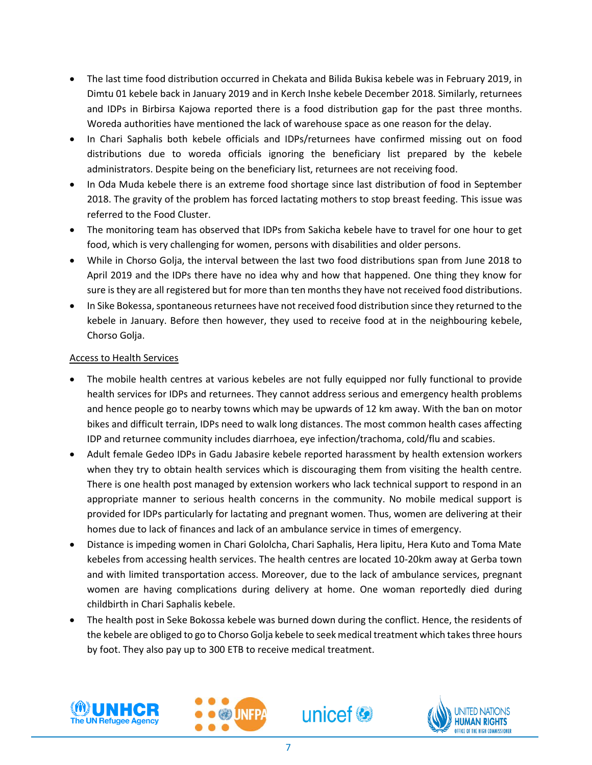- The last time food distribution occurred in Chekata and Bilida Bukisa kebele was in February 2019, in Dimtu 01 kebele back in January 2019 and in Kerch Inshe kebele December 2018. Similarly, returnees and IDPs in Birbirsa Kajowa reported there is a food distribution gap for the past three months. Woreda authorities have mentioned the lack of warehouse space as one reason for the delay.
- In Chari Saphalis both kebele officials and IDPs/returnees have confirmed missing out on food distributions due to woreda officials ignoring the beneficiary list prepared by the kebele administrators. Despite being on the beneficiary list, returnees are not receiving food.
- In Oda Muda kebele there is an extreme food shortage since last distribution of food in September 2018. The gravity of the problem has forced lactating mothers to stop breast feeding. This issue was referred to the Food Cluster.
- The monitoring team has observed that IDPs from Sakicha kebele have to travel for one hour to get food, which is very challenging for women, persons with disabilities and older persons.
- While in Chorso Golja, the interval between the last two food distributions span from June 2018 to April 2019 and the IDPs there have no idea why and how that happened. One thing they know for sure is they are all registered but for more than ten months they have not received food distributions.
- In Sike Bokessa, spontaneous returnees have not received food distribution since they returned to the kebele in January. Before then however, they used to receive food at in the neighbouring kebele, Chorso Golja.

<u>Access to Health Services</u>

- The mobile health centres at various kebeles are not fully equipped nor fully functional to provide health services for IDPs and returnees. They cannot address serious and emergency health problems and hence people go to nearby towns which may be upwards of 12 km away. With the ban on motor bikes and difficult terrain, IDPs need to walk long distances. The most common health cases affecting IDP and returnee community includes diarrhoea, eye infection/trachoma, cold/flu and scabies.
- Adult female Gedeo IDPs in Gadu Jabasire kebele reported harassment by health extension workers when they try to obtain health services which is discouraging them from visiting the health centre. There is one health post managed by extension workers who lack technical support to respond in an appropriate manner to serious health concerns in the community. No mobile medical support is provided for IDPs particularly for lactating and pregnant women. Thus, women are delivering at their homes due to lack of finances and lack of an ambulance service in times of emergency.
- Distance is impeding women in Chari Gololcha, Chari Saphalis, Hera lipitu, Hera Kuto and Toma Mate kebeles from accessing health services. The health centres are located 10-20km away at Gerba town and with limited transportation access. Moreover, due to the lack of ambulance services, pregnant women are having complications during delivery at home. One woman reportedly died during childbirth in Chari Saphalis kebele.
- The health post in Seke Bokossa kebele was burned down during the conflict. Hence, the residents of the kebele are obliged to go to Chorso Golja kebele to seek medical treatment which takes three hours by foot. They also pay up to 300 ETB to receive medical treatment.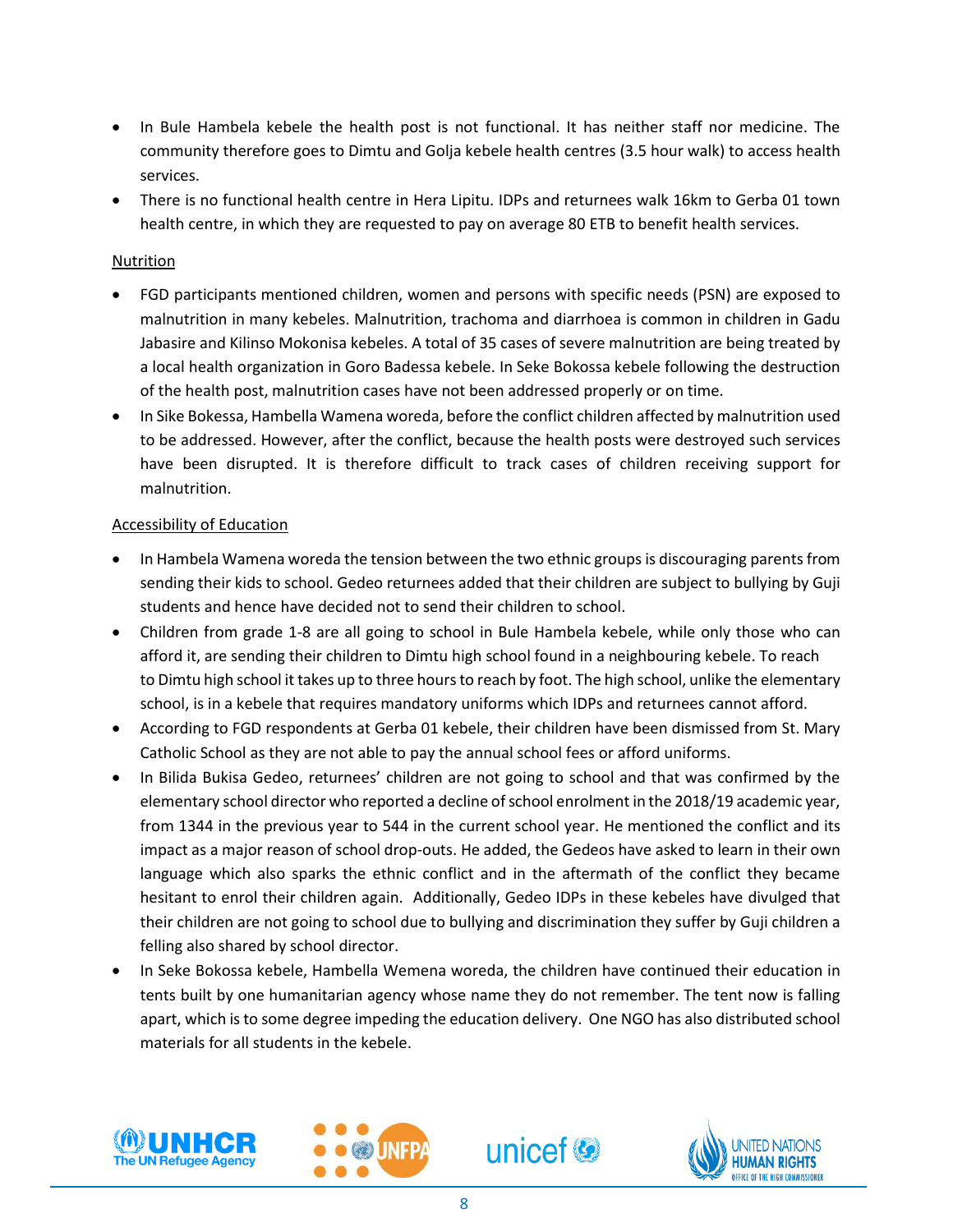- In Bule Hambela kebele the health post is not functional. It has neither staff nor medicine. The community therefore goes to Dimtu and Golja kebele health centres (3.5 hour walk) to access health services.
- There is no functional health centre in Hera Lipitu. IDPs and returnees walk 16km to Gerba 01 town health centre, in which they are requested to pay on average 80 ETB to benefit health services.

<u>Nutrition</u>

- FGD participants mentioned children, women and persons with specific needs (PSN) are exposed to malnutrition in many kebeles. Malnutrition, trachoma and diarrhoea is common in children in Gadu Jabasire and Kilinso Mokonisa kebeles. A total of 35 cases of severe malnutrition are being treated by a local health organization in Goro Badessa kebele. In Seke Bokossa kebele following the destruction of the health post, malnutrition cases have not been addressed properly or on time.
- In Sike Bokessa, Hambella Wamena woreda, before the conflict children affected by malnutrition used to be addressed. However, after the conflict, because the health posts were destroyed such services have been disrupted. It is therefore difficult to track cases of children receiving support for malnutrition.

<u>Accessibility of Education</u>

- In Hambela Wamena woreda the tension between the two ethnic groups is discouraging parents from sending their kids to school. Gedeo returnees added that their children are subject to bullying by Guji students and hence have decided not to send their children to school.
- Children from grade 1-8 are all going to school in Bule Hambela kebele, while only those who can afford it, are sending their children to Dimtu high school found in a neighbouring kebele. To reach to Dimtu high school it takes up to three hours to reach by foot. The high school, unlike the elementary school, is in a kebele that requires mandatory uniforms which IDPs and returnees cannot afford.
- According to FGD respondents at Gerba 01 kebele, their children have been dismissed from St. Mary Catholic School as they are not able to pay the annual school fees or afford uniforms.
- In Bilida Bukisa Gedeo, returnees' children are not going to school and that was confirmed by the elementary school director who reported a decline of school enrolment in the 2018/19 academic year, from 1344 in the previous year to 544 in the current school year. He mentioned the conflict and its impact as a major reason of school drop-outs. He added, the Gedeos have asked to learn in their own language which also sparks the ethnic conflict and in the aftermath of the conflict they became hesitant to enrol their children again. Additionally, Gedeo IDPs in these kebeles have divulged that their children are not going to school due to bullying and discrimination they suffer by Guji children a felling also shared by school director.
- In Seke Bokossa kebele, Hambella Wemena woreda, the children have continued their education in tents built by one humanitarian agency whose name they do not remember. The tent now is falling apart, which is to some degree impeding the education delivery. One NGO has also distributed school materials for all students in the kebele.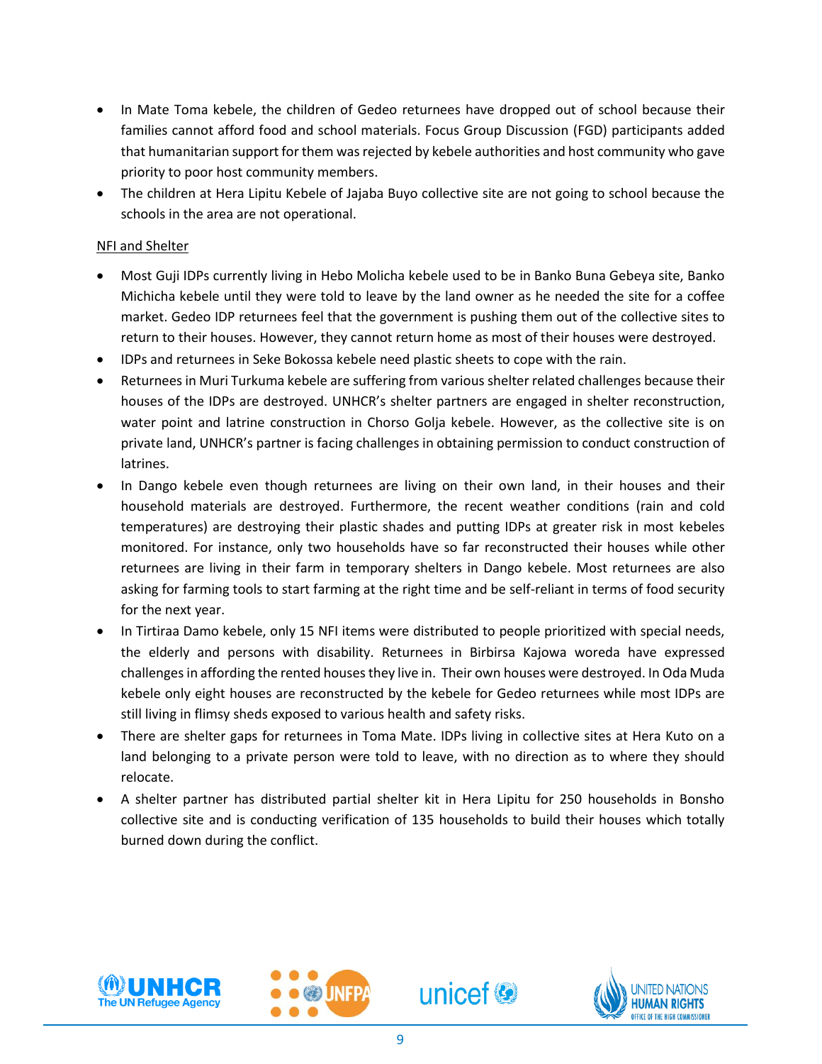- In Mate Toma kebele, the children of Gedeo returnees have dropped out of school because their families cannot afford food and school materials. Focus Group Discussion (FGD) participants added that humanitarian support for them was rejected by kebele authorities and host community who gave priority to poor host community members.
- The children at Hera Lipitu Kebele of Jajaba Buyo collective site are not going to school because the schools in the area are not operational.

<u>NFI and Shelter</u>

- Most Guji IDPs currently living in Hebo Molicha kebele used to be in Banko Buna Gebeya site, Banko Michicha kebele until they were told to leave by the land owner as he needed the site for a coffee market. Gedeo IDP returnees feel that the government is pushing them out of the collective sites to return to their houses. However, they cannot return home as most of their houses were destroyed.
- IDPs and returnees in Seke Bokossa kebele need plastic sheets to cope with the rain.
- Returnees in Muri Turkuma kebele are suffering from various shelter related challenges because their houses of the IDPs are destroyed. UNHCR's shelter partners are engaged in shelter reconstruction, water point and latrine construction in Chorso Golja kebele. However, as the collective site is on private land, UNHCR's partner is facing challenges in obtaining permission to conduct construction of latrines.
- In Dango kebele even though returnees are living on their own land, in their houses and their household materials are destroyed. Furthermore, the recent weather conditions (rain and cold temperatures) are destroying their plastic shades and putting IDPs at greater risk in most kebeles monitored. For instance, only two households have so far reconstructed their houses while other returnees are living in their farm in temporary shelters in Dango kebele. Most returnees are also asking for farming tools to start farming at the right time and be self-reliant in terms of food security for the next year.
- In Tirtiraa Damo kebele, only 15 NFI items were distributed to people prioritized with special needs, the elderly and persons with disability. Returnees in Birbirsa Kajowa woreda have expressed challenges in affording the rented houses they live in. Their own houses were destroyed. In Oda Muda kebele only eight houses are reconstructed by the kebele for Gedeo returnees while most IDPs are still living in flimsy sheds exposed to various health and safety risks.
- There are shelter gaps for returnees in Toma Mate. IDPs living in collective sites at Hera Kuto on a land belonging to a private person were told to leave, with no direction as to where they should relocate.
- A shelter partner has distributed partial shelter kit in Hera Lipitu for 250 households in Bonsho collective site and is conducting verification of 135 households to build their houses which totally burned down during the conflict.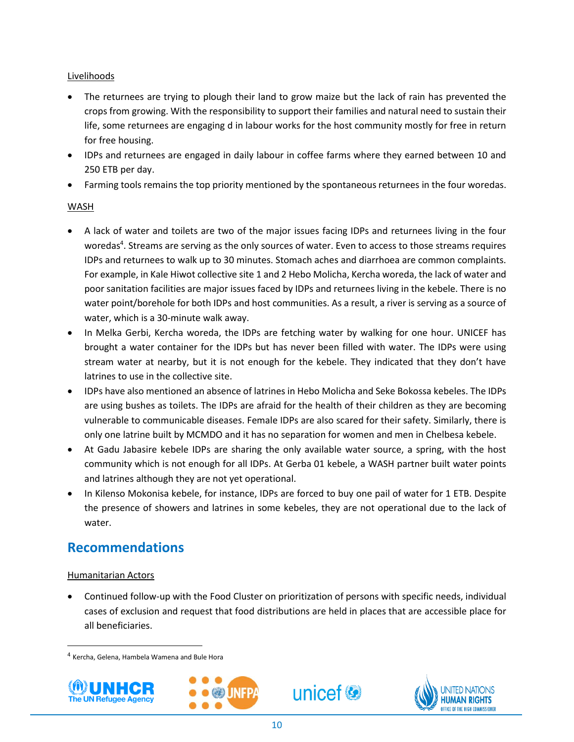Livelihoods

- The returnees are trying to plough their land to grow maize but the lack of rain has prevented the crops from growing. With the responsibility to support their families and natural need to sustain their life, some returnees are engaging d in labour works for the host community mostly for free in return for free housing.
- IDPs and returnees are engaged in daily labour in coffee farms where they earned between 10 and 250 ETB per day.
- Farming tools remains the top priority mentioned by the spontaneous returnees in the four woredas.

WASH

- A lack of water and toilets are two of the major issues facing IDPs and returnees living in the four woredas[4]. Streams are serving as the only sources of water. Even to access to those streams requires IDPs and returnees to walk up to 30 minutes. Stomach aches and diarrhoea are common complaints. For example, in Kale Hiwot collective site 1 and 2 Hebo Molicha, Kercha woreda, the lack of water and poor sanitation facilities are major issues faced by IDPs and returnees living in the kebele. There is no water point/borehole for both IDPs and host communities. As a result, a river is serving as a source of water, which is a 30-minute walk away.
- In Melka Gerbi, Kercha woreda, the IDPs are fetching water by walking for one hour. UNICEF has brought a water container for the IDPs but has never been filled with water. The IDPs were using stream water at nearby, but it is not enough for the kebele. They indicated that they don't have latrines to use in the collective site.
- IDPs have also mentioned an absence of latrines in Hebo Molicha and Seke Bokossa kebeles. The IDPs are using bushes as toilets. The IDPs are afraid for the health of their children as they are becoming vulnerable to communicable diseases. Female IDPs are also scared for their safety. Similarly, there is only one latrine built by MCMDO and it has no separation for women and men in Chelbesa kebele.
- At Gadu Jabasire kebele IDPs are sharing the only available water source, a spring, with the host community which is not enough for all IDPs. At Gerba 01 kebele, a WASH partner built water points and latrines although they are not yet operational.
- In Kilenso Mokonisa kebele, for instance, IDPs are forced to buy one pail of water for 1 ETB. Despite the presence of showers and latrines in some kebeles, they are not operational due to the lack of water.

## Recommendations

Humanitarian Actors

- Continued follow-up with the Food Cluster on prioritization of persons with specific needs, individual cases of exclusion and request that food distributions are held in places that are accessible place for all beneficiaries.

[4] Kercha, Gelena, Hambela Wamena and Bule Hora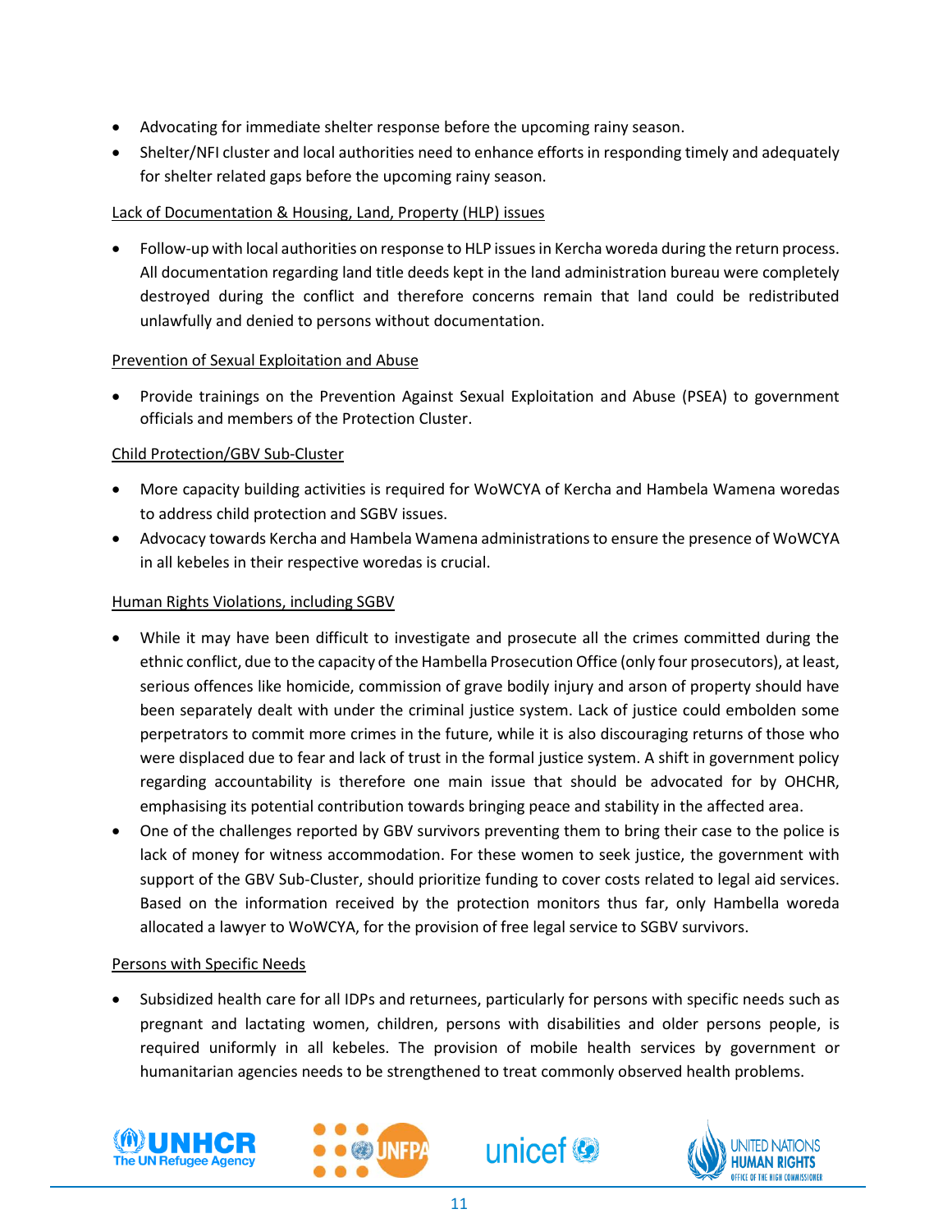- Advocating for immediate shelter response before the upcoming rainy season.
- Shelter/NFI cluster and local authorities need to enhance efforts in responding timely and adequately for shelter related gaps before the upcoming rainy season.

<u>Lack of Documentation & Housing, Land, Property (HLP) issues</u>

- Follow-up with local authorities on response to HLP issues in Kercha woreda during the return process. All documentation regarding land title deeds kept in the land administration bureau were completely destroyed during the conflict and therefore concerns remain that land could be redistributed unlawfully and denied to persons without documentation.

<u>Prevention of Sexual Exploitation and Abuse</u>

- Provide trainings on the Prevention Against Sexual Exploitation and Abuse (PSEA) to government officials and members of the Protection Cluster.

<u>Child Protection/GBV Sub-Cluster</u>

- More capacity building activities is required for WoWCYA of Kercha and Hambela Wamena woredas to address child protection and SGBV issues.
- Advocacy towards Kercha and Hambela Wamena administrations to ensure the presence of WoWCYA in all kebeles in their respective woredas is crucial.

<u>Human Rights Violations, including SGBV</u>

- While it may have been difficult to investigate and prosecute all the crimes committed during the ethnic conflict, due to the capacity of the Hambella Prosecution Office (only four prosecutors), at least, serious offences like homicide, commission of grave bodily injury and arson of property should have been separately dealt with under the criminal justice system. Lack of justice could embolden some perpetrators to commit more crimes in the future, while it is also discouraging returns of those who were displaced due to fear and lack of trust in the formal justice system. A shift in government policy regarding accountability is therefore one main issue that should be advocated for by OHCHR, emphasising its potential contribution towards bringing peace and stability in the affected area.
- One of the challenges reported by GBV survivors preventing them to bring their case to the police is lack of money for witness accommodation. For these women to seek justice, the government with support of the GBV Sub-Cluster, should prioritize funding to cover costs related to legal aid services. Based on the information received by the protection monitors thus far, only Hambella woreda allocated a lawyer to WoWCYA, for the provision of free legal service to SGBV survivors.

<u>Persons with Specific Needs</u>

- Subsidized health care for all IDPs and returnees, particularly for persons with specific needs such as pregnant and lactating women, children, persons with disabilities and older persons people, is required uniformly in all kebeles. The provision of mobile health services by government or humanitarian agencies needs to be strengthened to treat commonly observed health problems.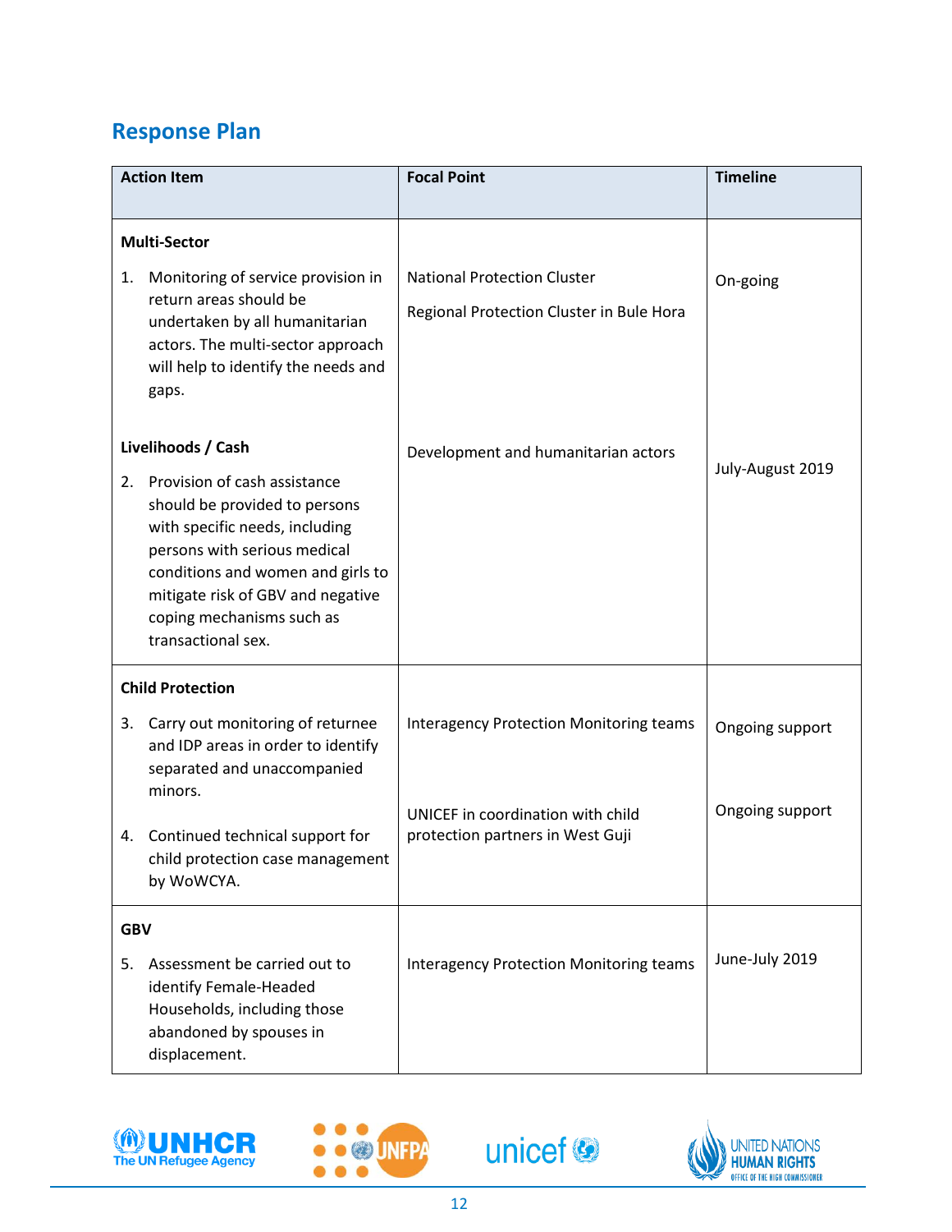## Response Plan

| Action Item | Focal Point | Timeline |
|---|---|---|
| **Multi-Sector** | | |
| 1. Monitoring of service provision in return areas should be undertaken by all humanitarian actors. The multi-sector approach will help to identify the needs and gaps. | National Protection Cluster<br>Regional Protection Cluster in Bule Hora | On-going |
| **Livelihoods / Cash** | | |
| 2. Provision of cash assistance should be provided to persons with specific needs, including persons with serious medical conditions and women and girls to mitigate risk of GBV and negative coping mechanisms such as transactional sex. | Development and humanitarian actors | July-August 2019 |
| **Child Protection** | | |
| 3. Carry out monitoring of returnee and IDP areas in order to identify separated and unaccompanied minors. | Interagency Protection Monitoring teams | Ongoing support |
| 4. Continued technical support for child protection case management by WoWCYA. | UNICEF in coordination with child protection partners in West Guji | Ongoing support |
| **GBV** | | |
| 5. Assessment be carried out to identify Female-Headed Households, including those abandoned by spouses in displacement. | Interagency Protection Monitoring teams | June-July 2019 |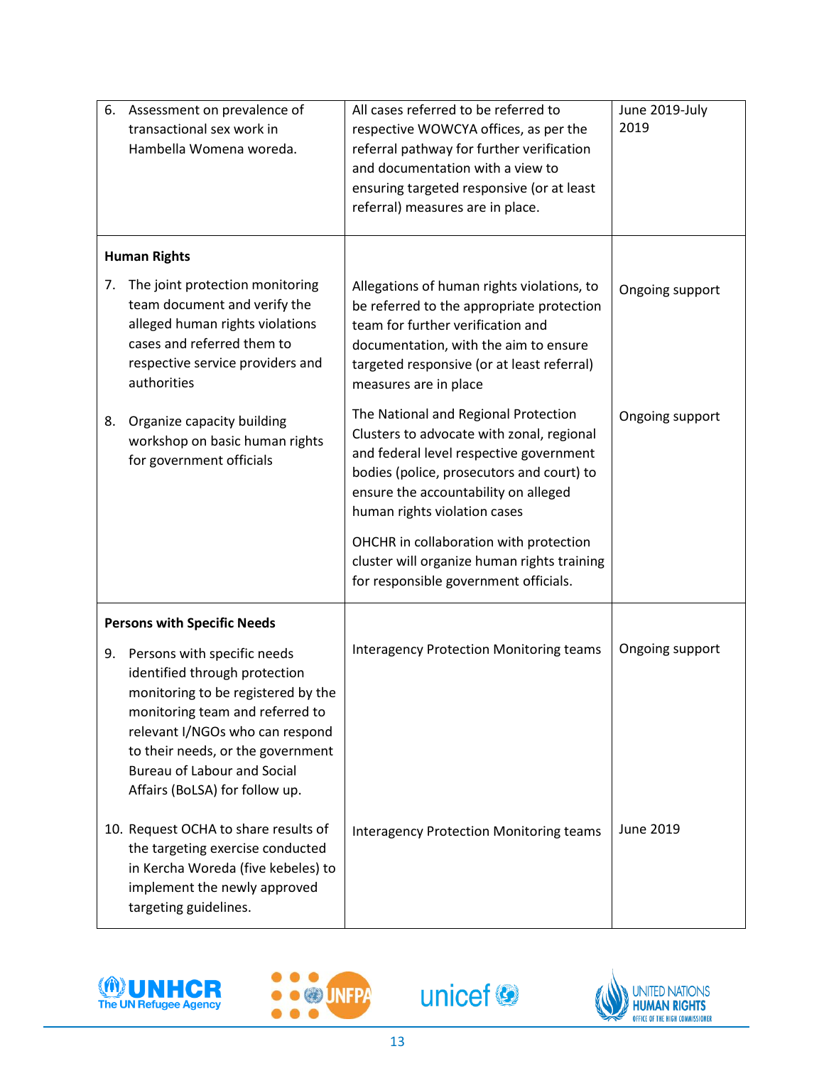| | | |
|---|---|---|
| 6. Assessment on prevalence of transactional sex work in Hambella Womena woreda. | All cases referred to be referred to respective WOWCYA offices, as per the referral pathway for further verification and documentation with a view to ensuring targeted responsive (or at least referral) measures are in place. | June 2019-July 2019 |
| **Human Rights** | | |
| 7. The joint protection monitoring team document and verify the alleged human rights violations cases and referred them to respective service providers and authorities | Allegations of human rights violations, to be referred to the appropriate protection team for further verification and documentation, with the aim to ensure targeted responsive (or at least referral) measures are in place | Ongoing support |
| 8. Organize capacity building workshop on basic human rights for government officials | The National and Regional Protection Clusters to advocate with zonal, regional and federal level respective government bodies (police, prosecutors and court) to ensure the accountability on alleged human rights violation cases<br><br>OHCHR in collaboration with protection cluster will organize human rights training for responsible government officials. | Ongoing support |
| **Persons with Specific Needs** | | |
| 9. Persons with specific needs identified through protection monitoring to be registered by the monitoring team and referred to relevant I/NGOs who can respond to their needs, or the government Bureau of Labour and Social Affairs (BoLSA) for follow up. | Interagency Protection Monitoring teams | Ongoing support |
| 10. Request OCHA to share results of the targeting exercise conducted in Kercha Woreda (five kebeles) to implement the newly approved targeting guidelines. | Interagency Protection Monitoring teams | June 2019 |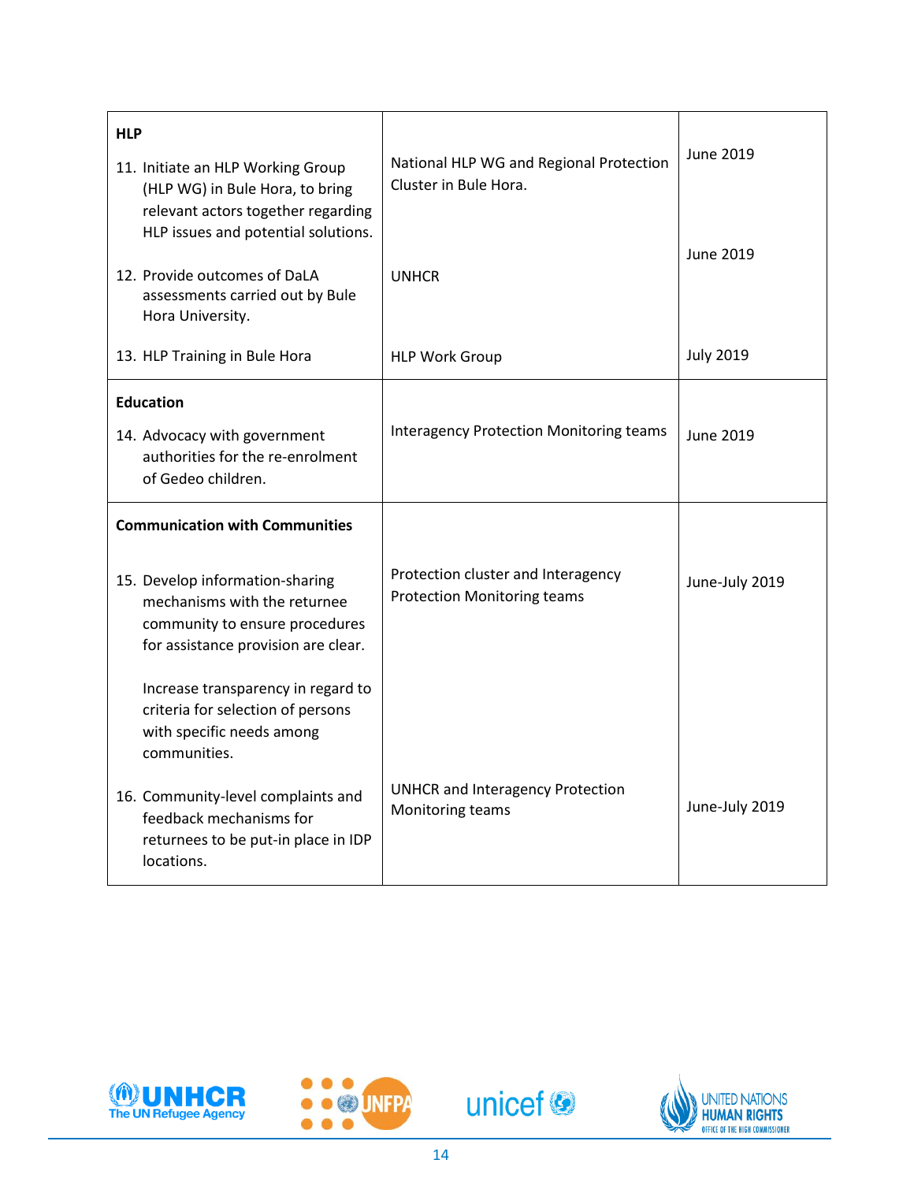| | | |
|---|---|---|
| **HLP**<br><br>11. Initiate an HLP Working Group (HLP WG) in Bule Hora, to bring relevant actors together regarding HLP issues and potential solutions. | National HLP WG and Regional Protection Cluster in Bule Hora. | June 2019 |
| 12. Provide outcomes of DaLA assessments carried out by Bule Hora University. | UNHCR | June 2019 |
| 13. HLP Training in Bule Hora | HLP Work Group | July 2019 |
| **Education**<br><br>14. Advocacy with government authorities for the re-enrolment of Gedeo children. | Interagency Protection Monitoring teams | June 2019 |
| **Communication with Communities**<br><br>15. Develop information-sharing mechanisms with the returnee community to ensure procedures for assistance provision are clear.<br><br>Increase transparency in regard to criteria for selection of persons with specific needs among communities. | Protection cluster and Interagency Protection Monitoring teams | June-July 2019 |
| 16. Community-level complaints and feedback mechanisms for returnees to be put-in place in IDP locations. | UNHCR and Interagency Protection Monitoring teams | June-July 2019 |